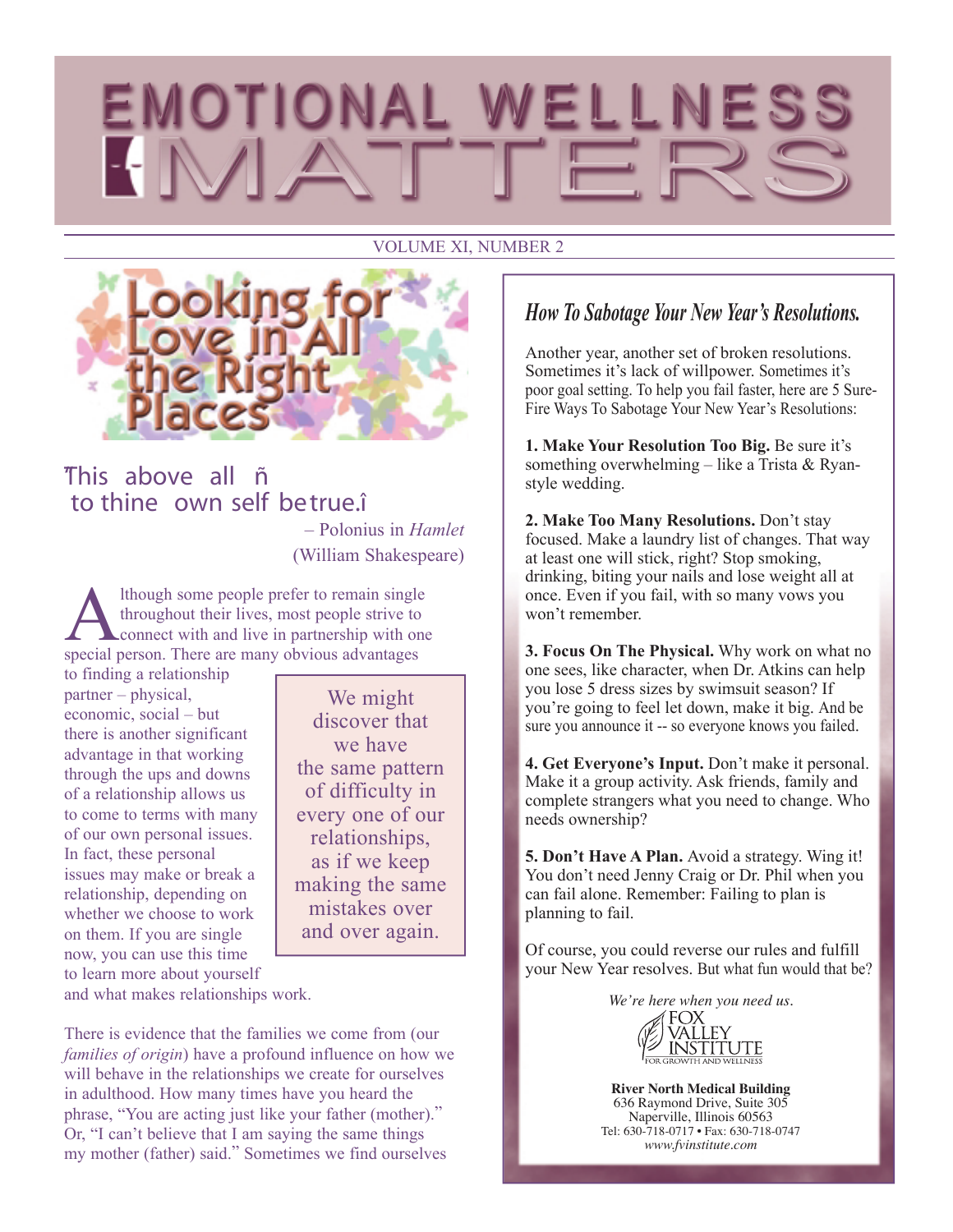# EMOTIONAL WELLNESS MATTERS

VOLUME XI, NUMBER 2

## Looking for Love in All the Right Places

This above all ñ to thine own self be true.î

– Polonius in *Hamlet* (William Shakespeare)

Although some people prefer to remain single throughout their lives, most people strive to connect with and live in partnership with one special person. There are many obvious advantages to finding a relationship partner – physical, economic, social – but there is another significant advantage in that working through the ups and downs of a relationship allows us to come to terms with many of our own personal issues. In fact, these personal issues may make or break a relationship, depending on whether we choose to work on them. If you are single now, you can use this time to learn more about yourself and what makes relationships work.

> We might discover that we have the same pattern of difficulty in every one of our relationships, as if we keep making the same mistakes over and over again.

There is evidence that the families we come from (our *families of origin*) have a profound influence on how we will behave in the relationships we create for ourselves in adulthood. How many times have you heard the phrase, "You are acting just like your father (mother)." Or, "I can't believe that I am saying the same things my mother (father) said." Sometimes we find ourselves

## *How To Sabotage Your New Year's Resolutions.*

Another year, another set of broken resolutions. Sometimes it's lack of willpower. Sometimes it's poor goal setting. To help you fail faster, here are 5 Sure-Fire Ways To Sabotage Your New Year's Resolutions:

**1. Make Your Resolution Too Big.** Be sure it's something overwhelming – like a Trista & Ryan-style wedding.

**2. Make Too Many Resolutions.** Don't stay focused. Make a laundry list of changes. That way at least one will stick, right? Stop smoking, drinking, biting your nails and lose weight all at once. Even if you fail, with so many vows you won't remember.

**3. Focus On The Physical.** Why work on what no one sees, like character, when Dr. Atkins can help you lose 5 dress sizes by swimsuit season? If you're going to feel let down, make it big. And be sure you announce it -- so everyone knows you failed.

**4. Get Everyone's Input.** Don't make it personal. Make it a group activity. Ask friends, family and complete strangers what you need to change. Who needs ownership?

**5. Don't Have A Plan.** Avoid a strategy. Wing it! You don't need Jenny Craig or Dr. Phil when you can fail alone. Remember: Failing to plan is planning to fail.

Of course, you could reverse our rules and fulfill your New Year resolves. But what fun would that be?

*We're here when you need us.*

FOX VALLEY INSTITUTE FOR GROWTH AND WELLNESS

**River North Medical Building**
636 Raymond Drive, Suite 305
Naperville, Illinois 60563
Tel: 630-718-0717 • Fax: 630-718-0747
*www.fvinstitute.com*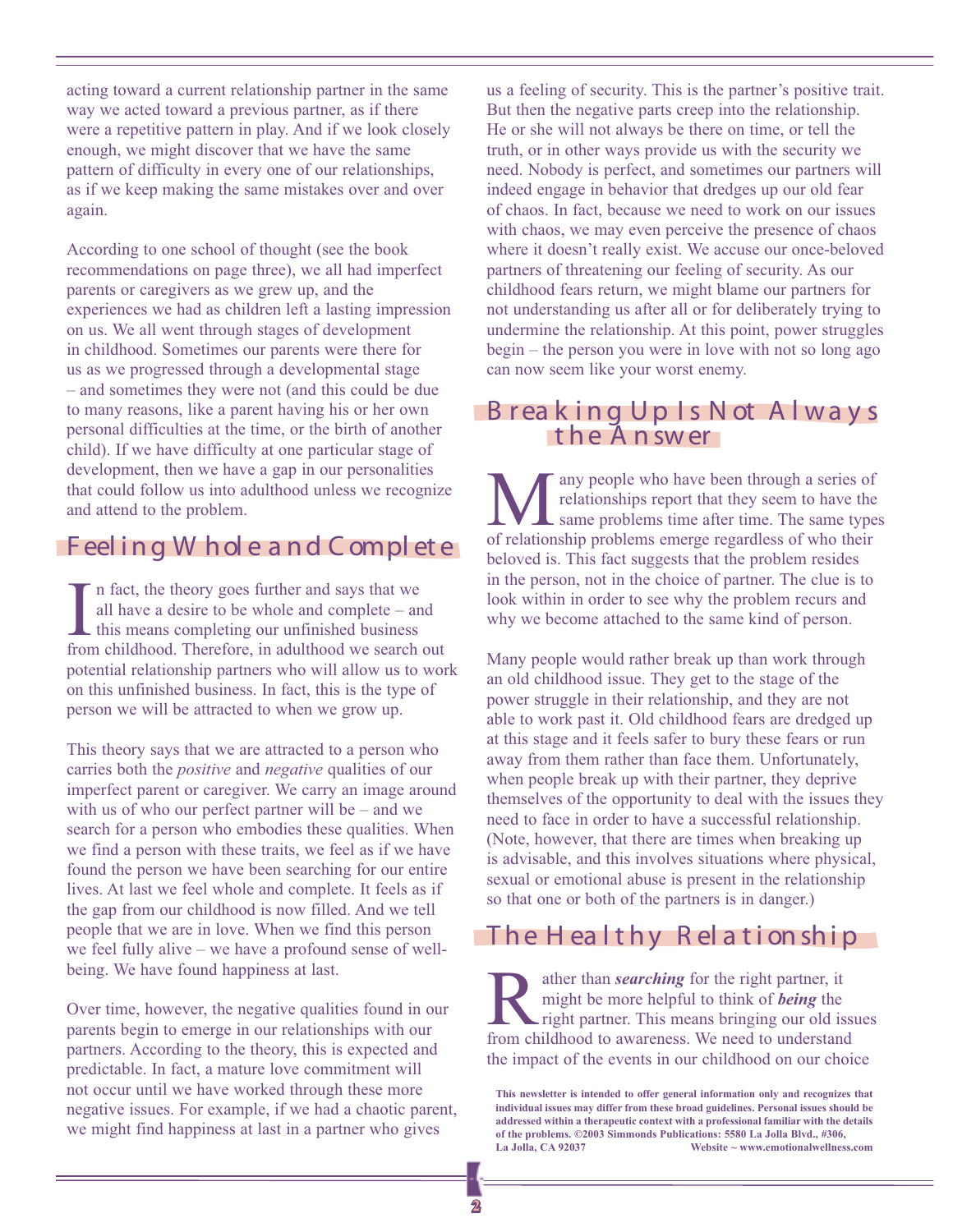acting toward a current relationship partner in the same way we acted toward a previous partner, as if there were a repetitive pattern in play. And if we look closely enough, we might discover that we have the same pattern of difficulty in every one of our relationships, as if we keep making the same mistakes over and over again.

According to one school of thought (see the book recommendations on page three), we all had imperfect parents or caregivers as we grew up, and the experiences we had as children left a lasting impression on us. We all went through stages of development in childhood. Sometimes our parents were there for us as we progressed through a developmental stage – and sometimes they were not (and this could be due to many reasons, like a parent having his or her own personal difficulties at the time, or the birth of another child). If we have difficulty at one particular stage of development, then we have a gap in our personalities that could follow us into adulthood unless we recognize and attend to the problem.

## Feeling Whole and Complete

In fact, the theory goes further and says that we all have a desire to be whole and complete – and this means completing our unfinished business from childhood. Therefore, in adulthood we search out potential relationship partners who will allow us to work on this unfinished business. In fact, this is the type of person we will be attracted to when we grow up.

This theory says that we are attracted to a person who carries both the *positive* and *negative* qualities of our imperfect parent or caregiver. We carry an image around with us of who our perfect partner will be – and we search for a person who embodies these qualities. When we find a person with these traits, we feel as if we have found the person we have been searching for our entire lives. At last we feel whole and complete. It feels as if the gap from our childhood is now filled. And we tell people that we are in love. When we find this person we feel fully alive – we have a profound sense of well-being. We have found happiness at last.

Over time, however, the negative qualities found in our parents begin to emerge in our relationships with our partners. According to the theory, this is expected and predictable. In fact, a mature love commitment will not occur until we have worked through these more negative issues. For example, if we had a chaotic parent, we might find happiness at last in a partner who gives us a feeling of security. This is the partner's positive trait. But then the negative parts creep into the relationship. He or she will not always be there on time, or tell the truth, or in other ways provide us with the security we need. Nobody is perfect, and sometimes our partners will indeed engage in behavior that dredges up our old fear of chaos. In fact, because we need to work on our issues with chaos, we may even perceive the presence of chaos where it doesn't really exist. We accuse our once-beloved partners of threatening our feeling of security. As our childhood fears return, we might blame our partners for not understanding us after all or for deliberately trying to undermine the relationship. At this point, power struggles begin – the person you were in love with not so long ago can now seem like your worst enemy.

## Breaking Up Is Not Always the Answer

Many people who have been through a series of relationships report that they seem to have the same problems time after time. The same types of relationship problems emerge regardless of who their beloved is. This fact suggests that the problem resides in the person, not in the choice of partner. The clue is to look within in order to see why the problem recurs and why we become attached to the same kind of person.

Many people would rather break up than work through an old childhood issue. They get to the stage of the power struggle in their relationship, and they are not able to work past it. Old childhood fears are dredged up at this stage and it feels safer to bury these fears or run away from them rather than face them. Unfortunately, when people break up with their partner, they deprive themselves of the opportunity to deal with the issues they need to face in order to have a successful relationship. (Note, however, that there are times when breaking up is advisable, and this involves situations where physical, sexual or emotional abuse is present in the relationship so that one or both of the partners is in danger.)

## The Healthy Relationship

Rather than ***searching*** for the right partner, it might be more helpful to think of ***being*** the right partner. This means bringing our old issues from childhood to awareness. We need to understand the impact of the events in our childhood on our choice

**This newsletter is intended to offer general information only and recognizes that individual issues may differ from these broad guidelines. Personal issues should be addressed within a therapeutic context with a professional familiar with the details of the problems. ©2003 Simmonds Publications: 5580 La Jolla Blvd., #306, La Jolla, CA 92037 Website ~ www.emotionalwellness.com**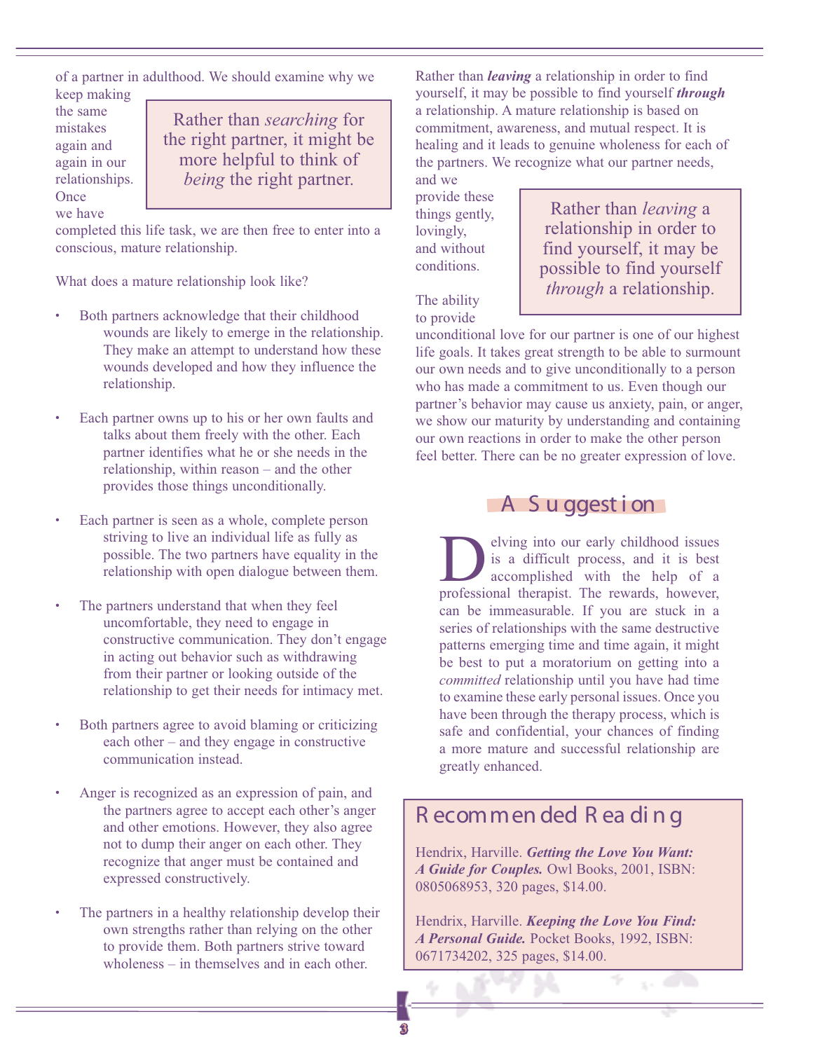of a partner in adulthood. We should examine why we keep making the same mistakes again and again in our relationships. Once we have completed this life task, we are then free to enter into a conscious, mature relationship.

> Rather than *searching* for the right partner, it might be more helpful to think of *being* the right partner.

What does a mature relationship look like?

- Both partners acknowledge that their childhood wounds are likely to emerge in the relationship. They make an attempt to understand how these wounds developed and how they influence the relationship.
- Each partner owns up to his or her own faults and talks about them freely with the other. Each partner identifies what he or she needs in the relationship, within reason – and the other provides those things unconditionally.
- Each partner is seen as a whole, complete person striving to live an individual life as fully as possible. The two partners have equality in the relationship with open dialogue between them.
- The partners understand that when they feel uncomfortable, they need to engage in constructive communication. They don't engage in acting out behavior such as withdrawing from their partner or looking outside of the relationship to get their needs for intimacy met.
- Both partners agree to avoid blaming or criticizing each other – and they engage in constructive communication instead.
- Anger is recognized as an expression of pain, and the partners agree to accept each other's anger and other emotions. However, they also agree not to dump their anger on each other. They recognize that anger must be contained and expressed constructively.
- The partners in a healthy relationship develop their own strengths rather than relying on the other to provide them. Both partners strive toward wholeness – in themselves and in each other.

Rather than ***leaving*** a relationship in order to find yourself, it may be possible to find yourself ***through*** a relationship. A mature relationship is based on commitment, awareness, and mutual respect. It is healing and it leads to genuine wholeness for each of the partners. We recognize what our partner needs, and we provide these things gently, lovingly, and without conditions.

> Rather than *leaving* a relationship in order to find yourself, it may be possible to find yourself *through* a relationship.

The ability to provide unconditional love for our partner is one of our highest life goals. It takes great strength to be able to surmount our own needs and to give unconditionally to a person who has made a commitment to us. Even though our partner's behavior may cause us anxiety, pain, or anger, we show our maturity by understanding and containing our own reactions in order to make the other person feel better. There can be no greater expression of love.

## A Suggestion

Delving into our early childhood issues is a difficult process, and it is best accomplished with the help of a professional therapist. The rewards, however, can be immeasurable. If you are stuck in a series of relationships with the same destructive patterns emerging time and time again, it might be best to put a moratorium on getting into a *committed* relationship until you have had time to examine these early personal issues. Once you have been through the therapy process, which is safe and confidential, your chances of finding a more mature and successful relationship are greatly enhanced.

## Recommended Reading

Hendrix, Harville. ***Getting the Love You Want: A Guide for Couples.*** Owl Books, 2001, ISBN: 0805068953, 320 pages, $14.00.

Hendrix, Harville. ***Keeping the Love You Find: A Personal Guide.*** Pocket Books, 1992, ISBN: 0671734202, 325 pages, $14.00.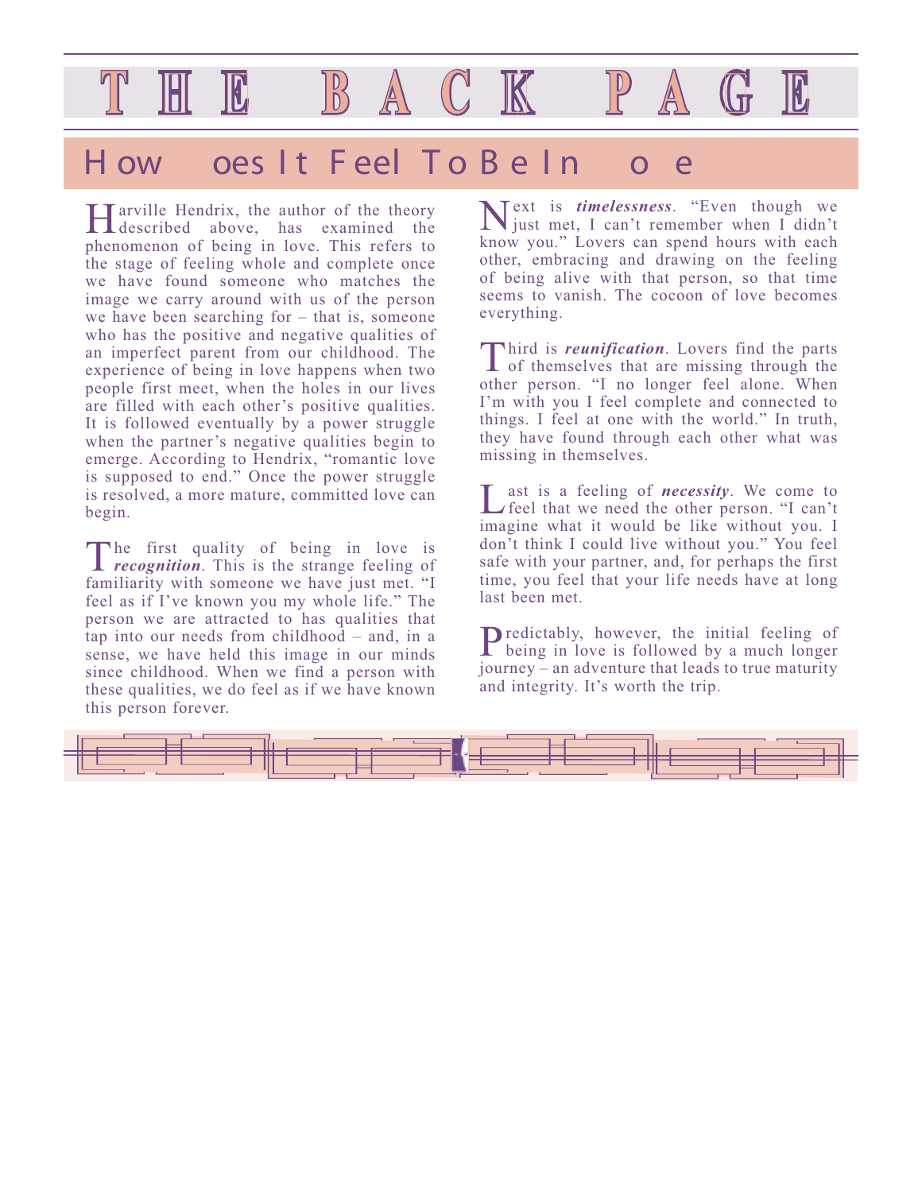# THE BACK PAGE

## How oes It Feel To Be In o e

Harville Hendrix, the author of the theory described above, has examined the phenomenon of being in love. This refers to the stage of feeling whole and complete once we have found someone who matches the image we carry around with us of the person we have been searching for – that is, someone who has the positive and negative qualities of an imperfect parent from our childhood. The experience of being in love happens when two people first meet, when the holes in our lives are filled with each other's positive qualities. It is followed eventually by a power struggle when the partner's negative qualities begin to emerge. According to Hendrix, "romantic love is supposed to end." Once the power struggle is resolved, a more mature, committed love can begin.

The first quality of being in love is ***recognition***. This is the strange feeling of familiarity with someone we have just met. "I feel as if I've known you my whole life." The person we are attracted to has qualities that tap into our needs from childhood – and, in a sense, we have held this image in our minds since childhood. When we find a person with these qualities, we do feel as if we have known this person forever.

Next is ***timelessness***. "Even though we just met, I can't remember when I didn't know you." Lovers can spend hours with each other, embracing and drawing on the feeling of being alive with that person, so that time seems to vanish. The cocoon of love becomes everything.

Third is ***reunification***. Lovers find the parts of themselves that are missing through the other person. "I no longer feel alone. When I'm with you I feel complete and connected to things. I feel at one with the world." In truth, they have found through each other what was missing in themselves.

Last is a feeling of ***necessity***. We come to feel that we need the other person. "I can't imagine what it would be like without you. I don't think I could live without you." You feel safe with your partner, and, for perhaps the first time, you feel that your life needs have at long last been met.

Predictably, however, the initial feeling of being in love is followed by a much longer journey – an adventure that leads to true maturity and integrity. It's worth the trip.